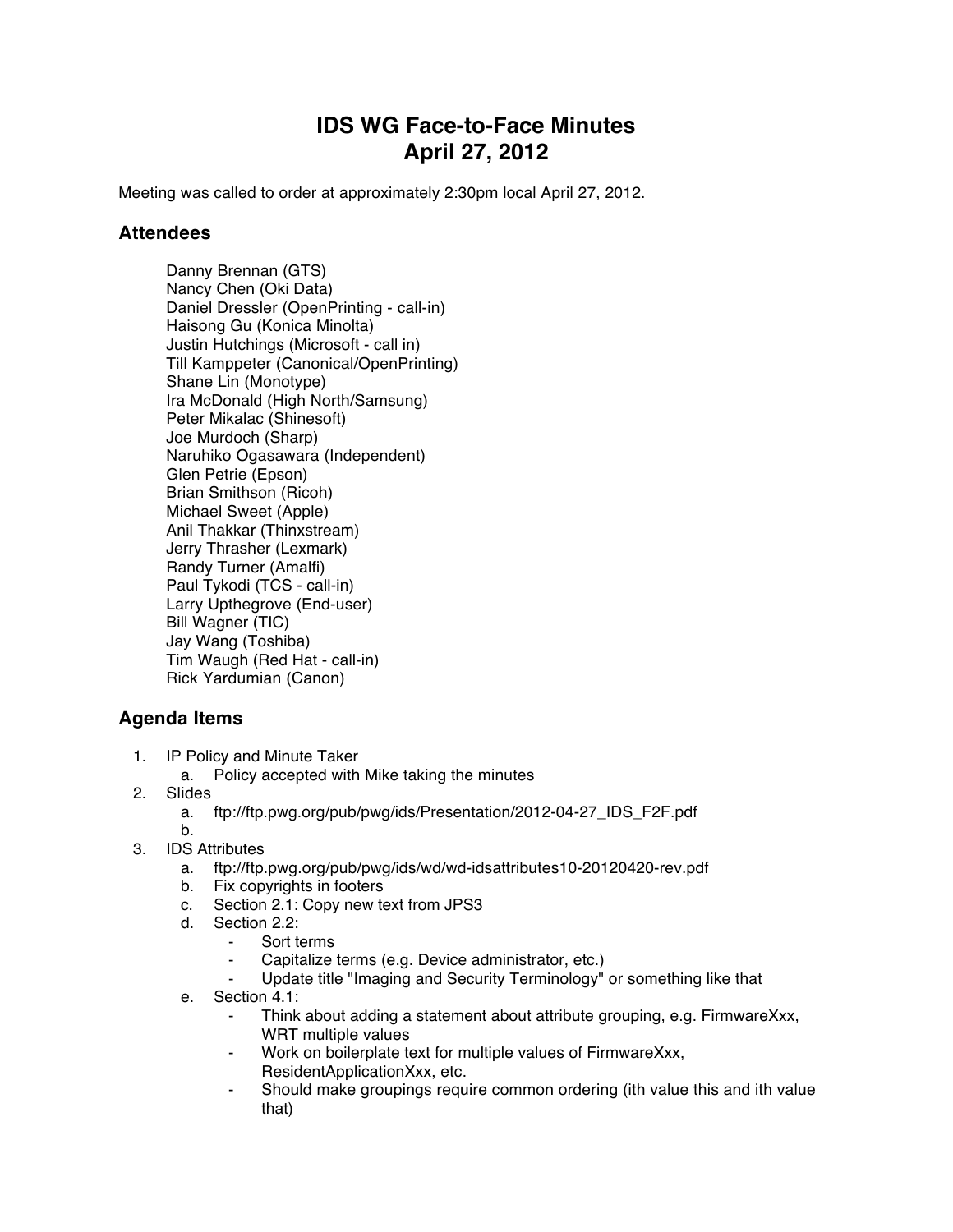# IDS WG Face-to-Face Minutes
# April 27, 2012

Meeting was called to order at approximately 2:30pm local April 27, 2012.

## Attendees

Danny Brennan (GTS)
Nancy Chen (Oki Data)
Daniel Dressler (OpenPrinting - call-in)
Haisong Gu (Konica Minolta)
Justin Hutchings (Microsoft - call in)
Till Kamppeter (Canonical/OpenPrinting)
Shane Lin (Monotype)
Ira McDonald (High North/Samsung)
Peter Mikalac (Shinesoft)
Joe Murdoch (Sharp)
Naruhiko Ogasawara (Independent)
Glen Petrie (Epson)
Brian Smithson (Ricoh)
Michael Sweet (Apple)
Anil Thakkar (Thinxstream)
Jerry Thrasher (Lexmark)
Randy Turner (Amalfi)
Paul Tykodi (TCS - call-in)
Larry Upthegrove (End-user)
Bill Wagner (TIC)
Jay Wang (Toshiba)
Tim Waugh (Red Hat - call-in)
Rick Yardumian (Canon)

## Agenda Items

1. IP Policy and Minute Taker
   a. Policy accepted with Mike taking the minutes
2. Slides
   a. ftp://ftp.pwg.org/pub/pwg/ids/Presentation/2012-04-27_IDS_F2F.pdf
   b.
3. IDS Attributes
   a. ftp://ftp.pwg.org/pub/pwg/ids/wd/wd-idsattributes10-20120420-rev.pdf
   b. Fix copyrights in footers
   c. Section 2.1: Copy new text from JPS3
   d. Section 2.2:
      - Sort terms
      - Capitalize terms (e.g. Device administrator, etc.)
      - Update title "Imaging and Security Terminology" or something like that
   e. Section 4.1:
      - Think about adding a statement about attribute grouping, e.g. FirmwareXxx, WRT multiple values
      - Work on boilerplate text for multiple values of FirmwareXxx, ResidentApplicationXxx, etc.
      - Should make groupings require common ordering (ith value this and ith value that)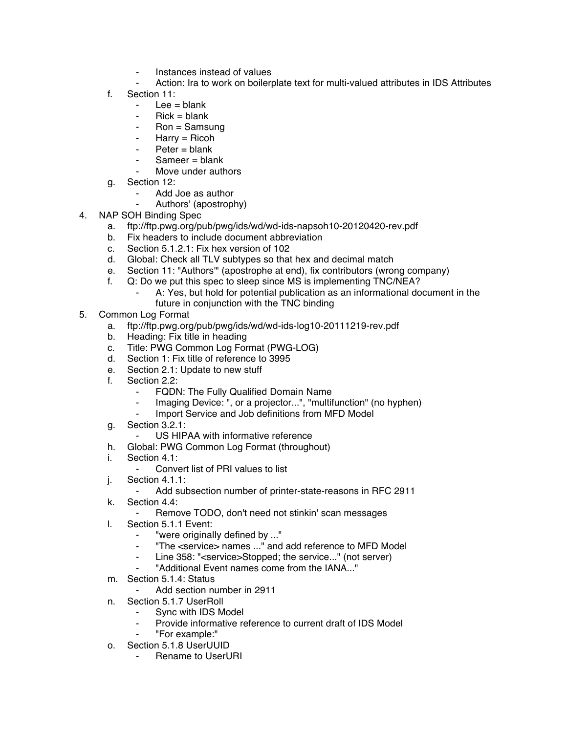- Instances instead of values
   - Action: Ira to work on boilerplate text for multi-valued attributes in IDS Attributes

   f. Section 11:
      - Lee = blank
      - Rick = blank
      - Ron = Samsung
      - Harry = Ricoh
      - Peter = blank
      - Sameer = blank
      - Move under authors

   g. Section 12:
      - Add Joe as author
      - Authors' (apostrophy)

4. NAP SOH Binding Spec
   a. ftp://ftp.pwg.org/pub/pwg/ids/wd/wd-ids-napsoh10-20120420-rev.pdf
   b. Fix headers to include document abbreviation
   c. Section 5.1.2.1: Fix hex version of 102
   d. Global: Check all TLV subtypes so that hex and decimal match
   e. Section 11: "Authors'" (apostrophe at end), fix contributors (wrong company)
   f. Q: Do we put this spec to sleep since MS is implementing TNC/NEA?
      - A: Yes, but hold for potential publication as an informational document in the future in conjunction with the TNC binding

5. Common Log Format
   a. ftp://ftp.pwg.org/pub/pwg/ids/wd/wd-ids-log10-20111219-rev.pdf
   b. Heading: Fix title in heading
   c. Title: PWG Common Log Format (PWG-LOG)
   d. Section 1: Fix title of reference to 3995
   e. Section 2.1: Update to new stuff
   f. Section 2.2:
      - FQDN: The Fully Qualified Domain Name
      - Imaging Device: ", or a projector...", "multifunction" (no hyphen)
      - Import Service and Job definitions from MFD Model
   g. Section 3.2.1:
      - US HIPAA with informative reference
   h. Global: PWG Common Log Format (throughout)
   i. Section 4.1:
      - Convert list of PRI values to list
   j. Section 4.1.1:
      - Add subsection number of printer-state-reasons in RFC 2911
   k. Section 4.4:
      - Remove TODO, don't need not stinkin' scan messages
   l. Section 5.1.1 Event:
      - "were originally defined by ..."
      - "The <service> names ..." and add reference to MFD Model
      - Line 358: "<service>Stopped; the service..." (not server)
      - "Additional Event names come from the IANA..."
   m. Section 5.1.4: Status
      - Add section number in 2911
   n. Section 5.1.7 UserRoll
      - Sync with IDS Model
      - Provide informative reference to current draft of IDS Model
      - "For example:"
   o. Section 5.1.8 UserUUID
      - Rename to UserURI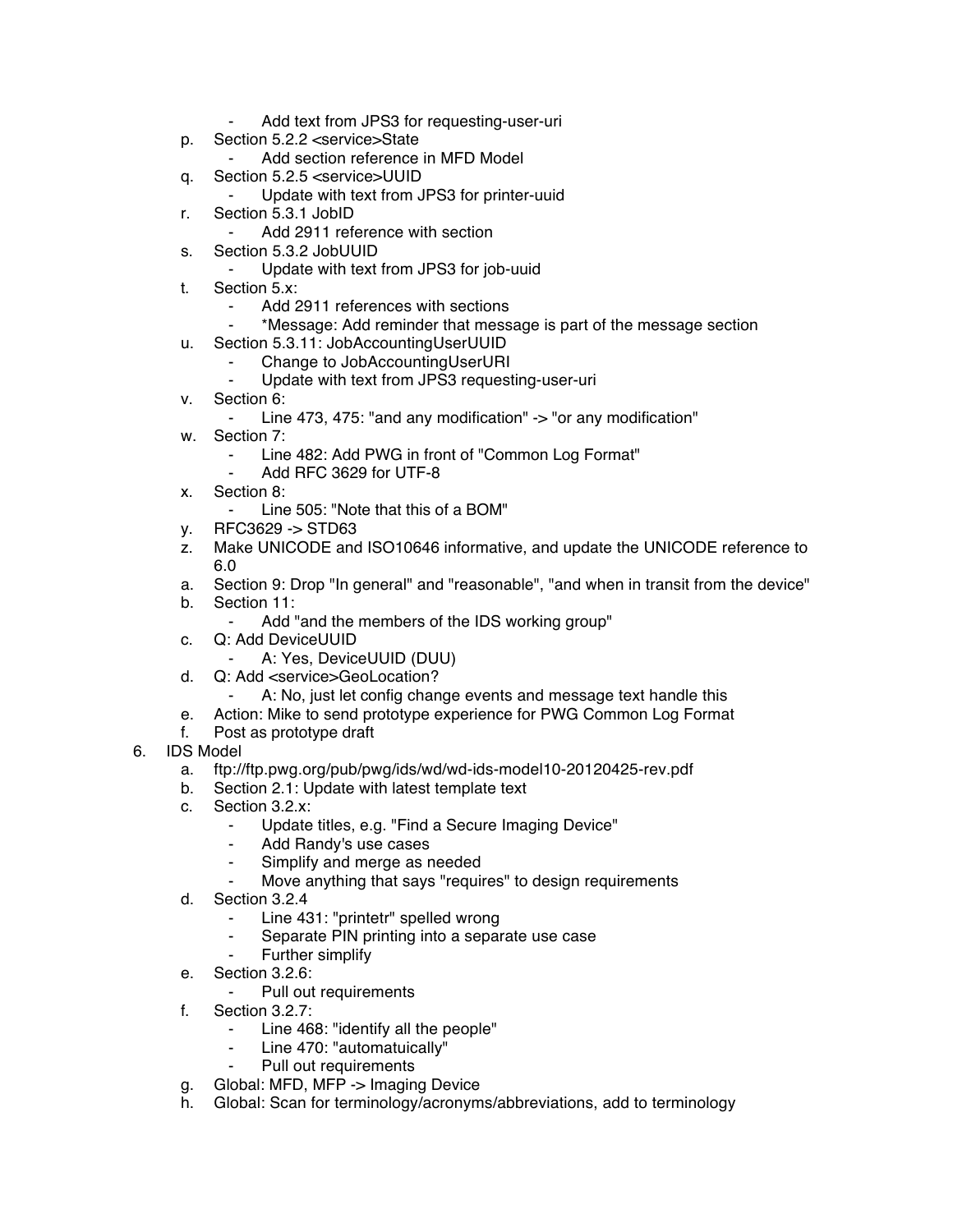- Add text from JPS3 for requesting-user-uri
  - p. Section 5.2.2 <service>State
    - Add section reference in MFD Model
  - q. Section 5.2.5 <service>UUID
    - Update with text from JPS3 for printer-uuid
  - r. Section 5.3.1 JobID
    - Add 2911 reference with section
  - s. Section 5.3.2 JobUUID
    - Update with text from JPS3 for job-uuid
  - t. Section 5.x:
    - Add 2911 references with sections
    - *Message: Add reminder that message is part of the message section
  - u. Section 5.3.11: JobAccountingUserUUID
    - Change to JobAccountingUserURI
    - Update with text from JPS3 requesting-user-uri
  - v. Section 6:
    - Line 473, 475: "and any modification" -> "or any modification"
  - w. Section 7:
    - Line 482: Add PWG in front of "Common Log Format"
    - Add RFC 3629 for UTF-8
  - x. Section 8:
    - Line 505: "Note that this of a BOM"
  - y. RFC3629 -> STD63
  - z. Make UNICODE and ISO10646 informative, and update the UNICODE reference to 6.0
  - a. Section 9: Drop "In general" and "reasonable", "and when in transit from the device"
  - b. Section 11:
    - Add "and the members of the IDS working group"
  - c. Q: Add DeviceUUID
    - A: Yes, DeviceUUID (DUU)
  - d. Q: Add <service>GeoLocation?
    - A: No, just let config change events and message text handle this
  - e. Action: Mike to send prototype experience for PWG Common Log Format
  - f. Post as prototype draft

6. IDS Model
  - a. ftp://ftp.pwg.org/pub/pwg/ids/wd/wd-ids-model10-20120425-rev.pdf
  - b. Section 2.1: Update with latest template text
  - c. Section 3.2.x:
    - Update titles, e.g. "Find a Secure Imaging Device"
    - Add Randy's use cases
    - Simplify and merge as needed
    - Move anything that says "requires" to design requirements
  - d. Section 3.2.4
    - Line 431: "printetr" spelled wrong
    - Separate PIN printing into a separate use case
    - Further simplify
  - e. Section 3.2.6:
    - Pull out requirements
  - f. Section 3.2.7:
    - Line 468: "identify all the people"
    - Line 470: "automatuically"
    - Pull out requirements
  - g. Global: MFD, MFP -> Imaging Device
  - h. Global: Scan for terminology/acronyms/abbreviations, add to terminology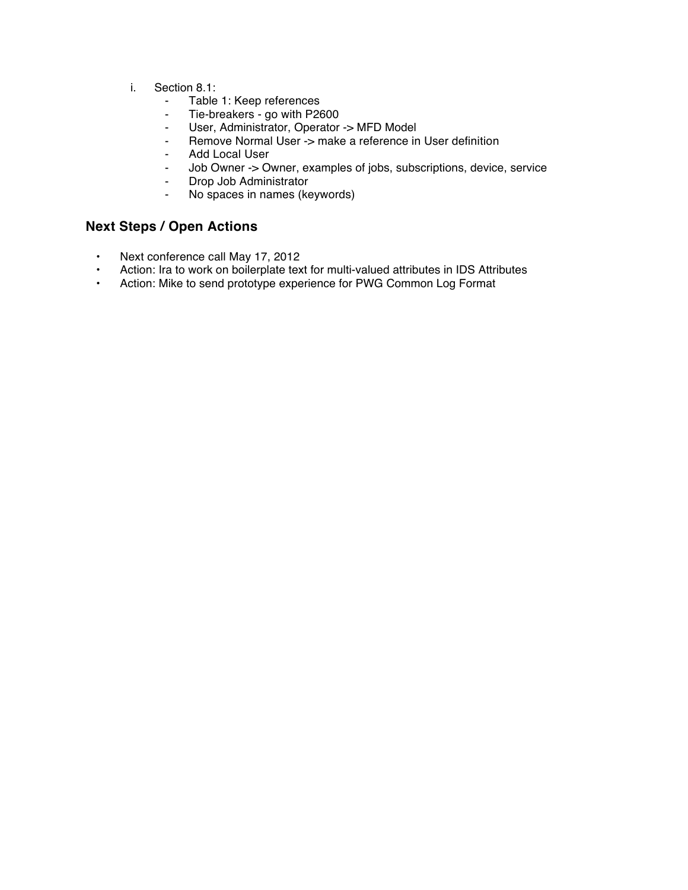i. Section 8.1:
   - Table 1: Keep references
   - Tie-breakers - go with P2600
   - User, Administrator, Operator -> MFD Model
   - Remove Normal User -> make a reference in User definition
   - Add Local User
   - Job Owner -> Owner, examples of jobs, subscriptions, device, service
   - Drop Job Administrator
   - No spaces in names (keywords)

### Next Steps / Open Actions

- Next conference call May 17, 2012
- Action: Ira to work on boilerplate text for multi-valued attributes in IDS Attributes
- Action: Mike to send prototype experience for PWG Common Log Format